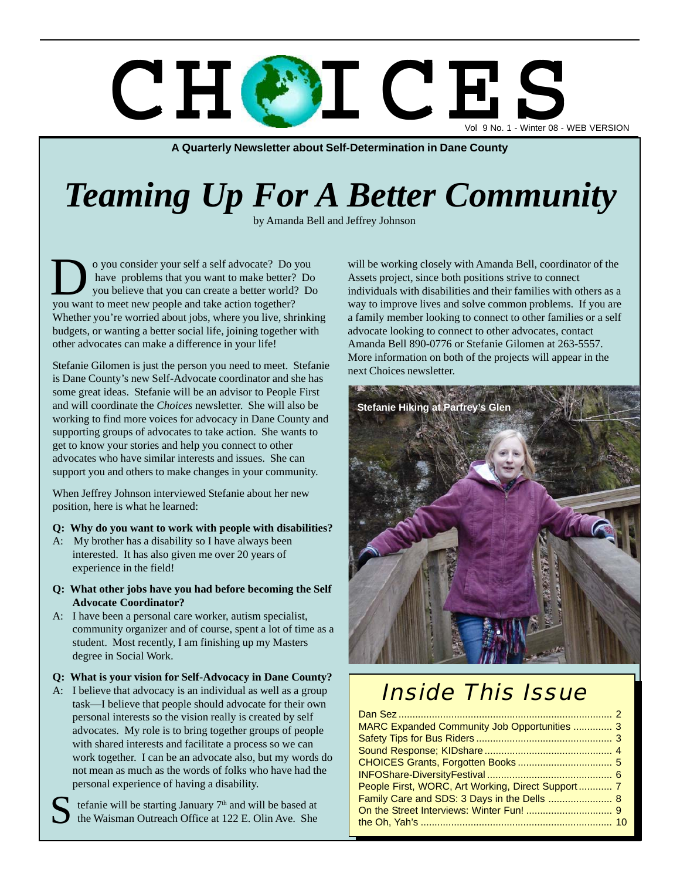# CHOICES

Vol 9 No. 1 - Winter 08 - WEB VERSION

**A Quarterly Newsletter about Self-Determination in Dane County**

# *Teaming Up For A Better Community*

by Amanda Bell and Jeffrey Johnson

Do you consider your self a self advocate? Do you have problems that you want to make better? Do you believe that you can create a better world? Do you want to meet new people and take action together? Whether you're worried about jobs, where you live, shrinking budgets, or wanting a better social life, joining together with other advocates can make a difference in your life!

Stefanie Gilomen is just the person you need to meet. Stefanie is Dane County's new Self-Advocate coordinator and she has some great ideas. Stefanie will be an advisor to People First and will coordinate the *Choices* newsletter. She will also be working to find more voices for advocacy in Dane County and supporting groups of advocates to take action. She wants to get to know your stories and help you connect to other advocates who have similar interests and issues. She can support you and others to make changes in your community.

When Jeffrey Johnson interviewed Stefanie about her new position, here is what he learned:

**Q: Why do you want to work with people with disabilities?**

A: My brother has a disability so I have always been interested. It has also given me over 20 years of experience in the field!

**Q: What other jobs have you had before becoming the Self Advocate Coordinator?**

A: I have been a personal care worker, autism specialist, community organizer and of course, spent a lot of time as a student. Most recently, I am finishing up my Masters degree in Social Work.

**Q: What is your vision for Self-Advocacy in Dane County?**

A: I believe that advocacy is an individual as well as a group task—I believe that people should advocate for their own personal interests so the vision really is created by self advocates. My role is to bring together groups of people with shared interests and facilitate a process so we can work together. I can be an advocate also, but my words do not mean as much as the words of folks who have had the personal experience of having a disability.

Stefanie will be starting January 7th and will be based at the Waisman Outreach Office at 122 E. Olin Ave. She will be working closely with Amanda Bell, coordinator of the Assets project, since both positions strive to connect individuals with disabilities and their families with others as a way to improve lives and solve common problems. If you are a family member looking to connect to other families or a self advocate looking to connect to other advocates, contact Amanda Bell 890-0776 or Stefanie Gilomen at 263-5557. More information on both of the projects will appear in the next Choices newsletter.

Stefanie Hiking at Parfrey's Glen

## Inside This Issue

| | |
|---|---|
| Dan Sez | 2 |
| MARC Expanded Community Job Opportunities | 3 |
| Safety Tips for Bus Riders | 3 |
| Sound Response; KIDshare | 4 |
| CHOICES Grants, Forgotten Books | 5 |
| INFOShare-DiversityFestival | 6 |
| People First, WORC, Art Working, Direct Support | 7 |
| Family Care and SDS: 3 Days in the Dells | 8 |
| On the Street Interviews: Winter Fun! | 9 |
| the Oh, Yah's | 10 |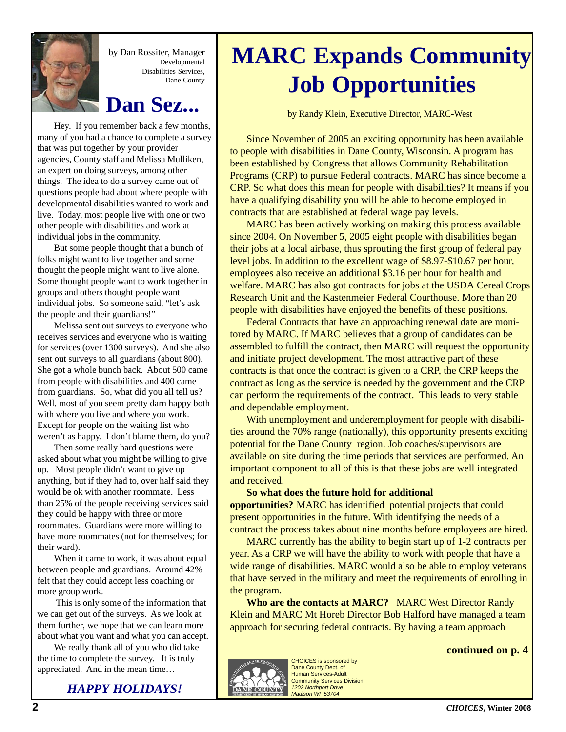by Dan Rossiter, Manager
Developmental Disabilities Services, Dane County

# Dan Sez...

Hey. If you remember back a few months, many of you had a chance to complete a survey that was put together by your provider agencies, County staff and Melissa Mulliken, an expert on doing surveys, among other things. The idea to do a survey came out of questions people had about where people with developmental disabilities wanted to work and live. Today, most people live with one or two other people with disabilities and work at individual jobs in the community.

But some people thought that a bunch of folks might want to live together and some thought the people might want to live alone. Some thought people want to work together in groups and others thought people want individual jobs. So someone said, "let's ask the people and their guardians!"

Melissa sent out surveys to everyone who receives services and everyone who is waiting for services (over 1300 surveys). And she also sent out surveys to all guardians (about 800). She got a whole bunch back. About 500 came from people with disabilities and 400 came from guardians. So, what did you all tell us? Well, most of you seem pretty darn happy both with where you live and where you work. Except for people on the waiting list who weren't as happy. I don't blame them, do you?

Then some really hard questions were asked about what you might be willing to give up. Most people didn't want to give up anything, but if they had to, over half said they would be ok with another roommate. Less than 25% of the people receiving services said they could be happy with three or more roommates. Guardians were more willing to have more roommates (not for themselves; for their ward).

When it came to work, it was about equal between people and guardians. Around 42% felt that they could accept less coaching or more group work.

This is only some of the information that we can get out of the surveys. As we look at them further, we hope that we can learn more about what you want and what you can accept.

We really thank all of you who did take the time to complete the survey. It is truly appreciated. And in the mean time…

***HAPPY HOLIDAYS!***

# MARC Expands Community Job Opportunities

by Randy Klein, Executive Director, MARC-West

Since November of 2005 an exciting opportunity has been available to people with disabilities in Dane County, Wisconsin. A program has been established by Congress that allows Community Rehabilitation Programs (CRP) to pursue Federal contracts. MARC has since become a CRP. So what does this mean for people with disabilities? It means if you have a qualifying disability you will be able to become employed in contracts that are established at federal wage pay levels.

MARC has been actively working on making this process available since 2004. On November 5, 2005 eight people with disabilities began their jobs at a local airbase, thus sprouting the first group of federal pay level jobs. In addition to the excellent wage of $8.97-$10.67 per hour, employees also receive an additional $3.16 per hour for health and welfare. MARC has also got contracts for jobs at the USDA Cereal Crops Research Unit and the Kastenmeier Federal Courthouse. More than 20 people with disabilities have enjoyed the benefits of these positions.

Federal Contracts that have an approaching renewal date are monitored by MARC. If MARC believes that a group of candidates can be assembled to fulfill the contract, then MARC will request the opportunity and initiate project development. The most attractive part of these contracts is that once the contract is given to a CRP, the CRP keeps the contract as long as the service is needed by the government and the CRP can perform the requirements of the contract. This leads to very stable and dependable employment.

With unemployment and underemployment for people with disabilities around the 70% range (nationally), this opportunity presents exciting potential for the Dane County region. Job coaches/supervisors are available on site during the time periods that services are performed. An important component to all of this is that these jobs are well integrated and received.

**So what does the future hold for additional opportunities?** MARC has identified potential projects that could present opportunities in the future. With identifying the needs of a contract the process takes about nine months before employees are hired.

MARC currently has the ability to begin start up of 1-2 contracts per year. As a CRP we will have the ability to work with people that have a wide range of disabilities. MARC would also be able to employ veterans that have served in the military and meet the requirements of enrolling in the program.

**Who are the contacts at MARC?** MARC West Director Randy Klein and MARC Mt Horeb Director Bob Halford have managed a team approach for securing federal contracts. By having a team approach

**continued on p. 4**

CHOICES is sponsored by Dane County Dept. of Human Services-Adult Community Services Division
*1202 Northport Drive*
*Madison WI 53704*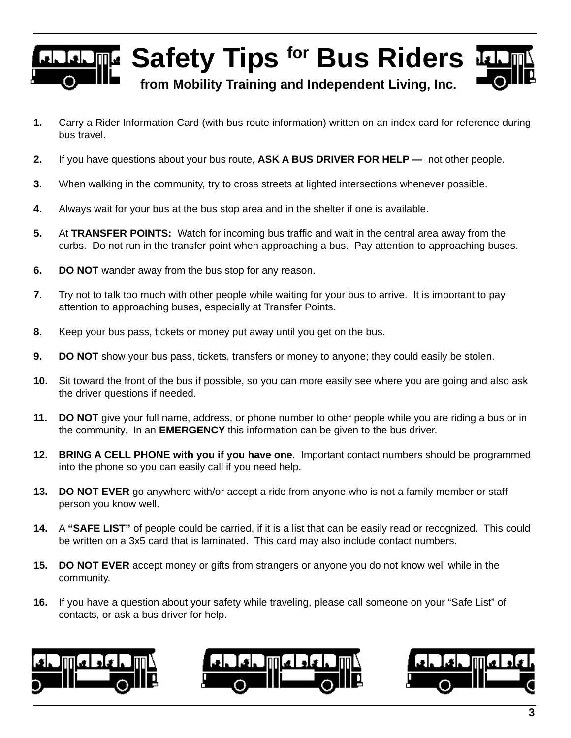# Safety Tips for Bus Riders

**from Mobility Training and Independent Living, Inc.**

1. Carry a Rider Information Card (with bus route information) written on an index card for reference during bus travel.

2. If you have questions about your bus route, **ASK A BUS DRIVER FOR HELP —** not other people.

3. When walking in the community, try to cross streets at lighted intersections whenever possible.

4. Always wait for your bus at the bus stop area and in the shelter if one is available.

5. At **TRANSFER POINTS:** Watch for incoming bus traffic and wait in the central area away from the curbs. Do not run in the transfer point when approaching a bus. Pay attention to approaching buses.

6. **DO NOT** wander away from the bus stop for any reason.

7. Try not to talk too much with other people while waiting for your bus to arrive. It is important to pay attention to approaching buses, especially at Transfer Points.

8. Keep your bus pass, tickets or money put away until you get on the bus.

9. **DO NOT** show your bus pass, tickets, transfers or money to anyone; they could easily be stolen.

10. Sit toward the front of the bus if possible, so you can more easily see where you are going and also ask the driver questions if needed.

11. **DO NOT** give your full name, address, or phone number to other people while you are riding a bus or in the community. In an **EMERGENCY** this information can be given to the bus driver.

12. **BRING A CELL PHONE with you if you have one**. Important contact numbers should be programmed into the phone so you can easily call if you need help.

13. **DO NOT EVER** go anywhere with/or accept a ride from anyone who is not a family member or staff person you know well.

14. A **"SAFE LIST"** of people could be carried, if it is a list that can be easily read or recognized. This could be written on a 3x5 card that is laminated. This card may also include contact numbers.

15. **DO NOT EVER** accept money or gifts from strangers or anyone you do not know well while in the community.

16. If you have a question about your safety while traveling, please call someone on your "Safe List" of contacts, or ask a bus driver for help.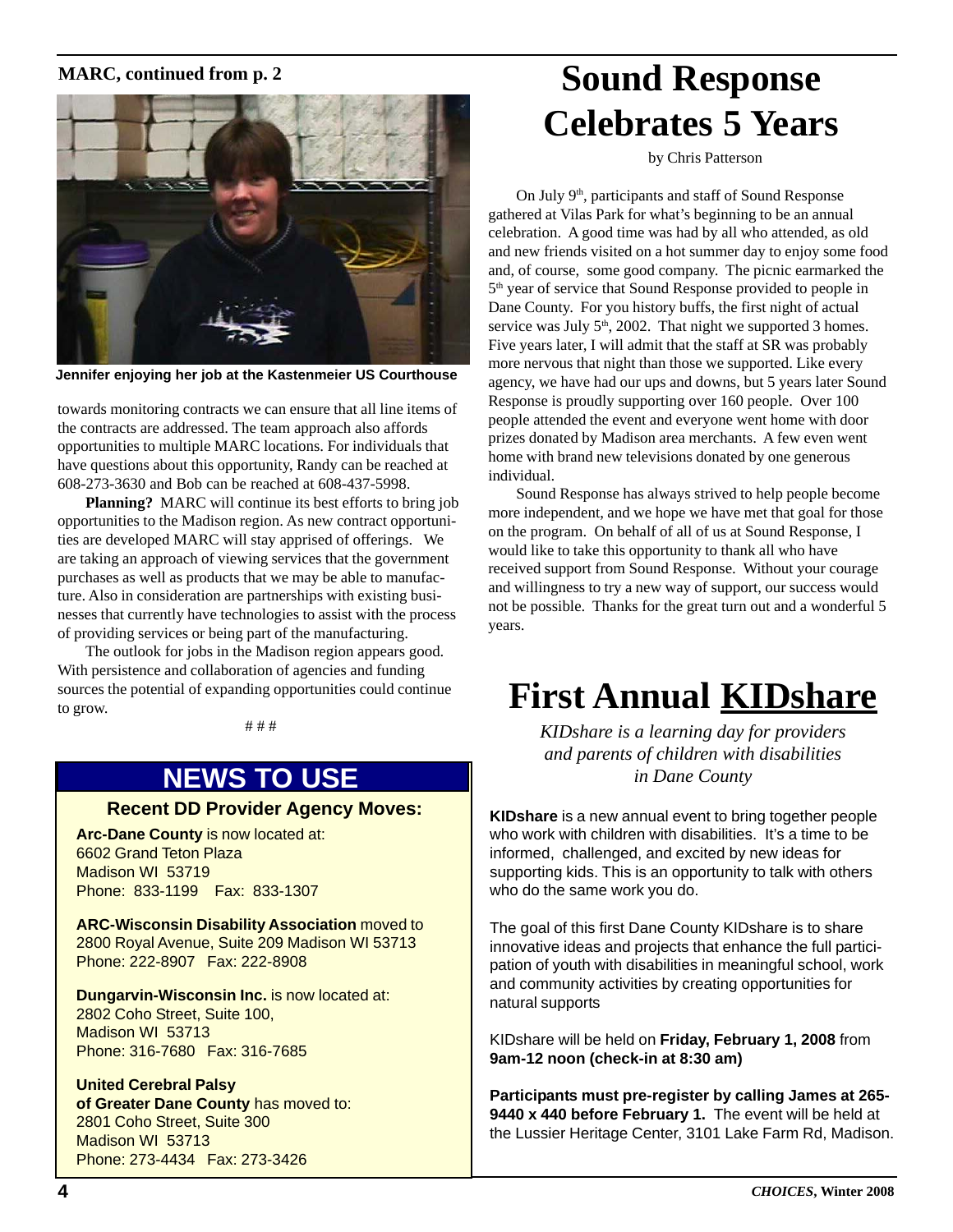**MARC, continued from p. 2**

Jennifer enjoying her job at the Kastenmeier US Courthouse

towards monitoring contracts we can ensure that all line items of the contracts are addressed. The team approach also affords opportunities to multiple MARC locations. For individuals that have questions about this opportunity, Randy can be reached at 608-273-3630 and Bob can be reached at 608-437-5998.

**Planning?** MARC will continue its best efforts to bring job opportunities to the Madison region. As new contract opportunities are developed MARC will stay apprised of offerings. We are taking an approach of viewing services that the government purchases as well as products that we may be able to manufacture. Also in consideration are partnerships with existing businesses that currently have technologies to assist with the process of providing services or being part of the manufacturing.

The outlook for jobs in the Madison region appears good. With persistence and collaboration of agencies and funding sources the potential of expanding opportunities could continue to grow.

# # #

## NEWS TO USE

### Recent DD Provider Agency Moves:

**Arc-Dane County** is now located at:
6602 Grand Teton Plaza
Madison WI 53719
Phone: 833-1199 Fax: 833-1307

**ARC-Wisconsin Disability Association** moved to
2800 Royal Avenue, Suite 209 Madison WI 53713
Phone: 222-8907 Fax: 222-8908

**Dungarvin-Wisconsin Inc.** is now located at:
2802 Coho Street, Suite 100,
Madison WI 53713
Phone: 316-7680 Fax: 316-7685

**United Cerebral Palsy of Greater Dane County** has moved to:
2801 Coho Street, Suite 300
Madison WI 53713
Phone: 273-4434 Fax: 273-3426

# Sound Response Celebrates 5 Years

by Chris Patterson

On July 9th, participants and staff of Sound Response gathered at Vilas Park for what's beginning to be an annual celebration. A good time was had by all who attended, as old and new friends visited on a hot summer day to enjoy some food and, of course, some good company. The picnic earmarked the 5th year of service that Sound Response provided to people in Dane County. For you history buffs, the first night of actual service was July 5th, 2002. That night we supported 3 homes. Five years later, I will admit that the staff at SR was probably more nervous that night than those we supported. Like every agency, we have had our ups and downs, but 5 years later Sound Response is proudly supporting over 160 people. Over 100 people attended the event and everyone went home with door prizes donated by Madison area merchants. A few even went home with brand new televisions donated by one generous individual.

Sound Response has always strived to help people become more independent, and we hope we have met that goal for those on the program. On behalf of all of us at Sound Response, I would like to take this opportunity to thank all who have received support from Sound Response. Without your courage and willingness to try a new way of support, our success would not be possible. Thanks for the great turn out and a wonderful 5 years.

# First Annual KIDshare

*KIDshare is a learning day for providers and parents of children with disabilities in Dane County*

**KIDshare** is a new annual event to bring together people who work with children with disabilities. It's a time to be informed, challenged, and excited by new ideas for supporting kids. This is an opportunity to talk with others who do the same work you do.

The goal of this first Dane County KIDshare is to share innovative ideas and projects that enhance the full participation of youth with disabilities in meaningful school, work and community activities by creating opportunities for natural supports

KIDshare will be held on **Friday, February 1, 2008** from **9am-12 noon (check-in at 8:30 am)**

**Participants must pre-register by calling James at 265-9440 x 440 before February 1.** The event will be held at the Lussier Heritage Center, 3101 Lake Farm Rd, Madison.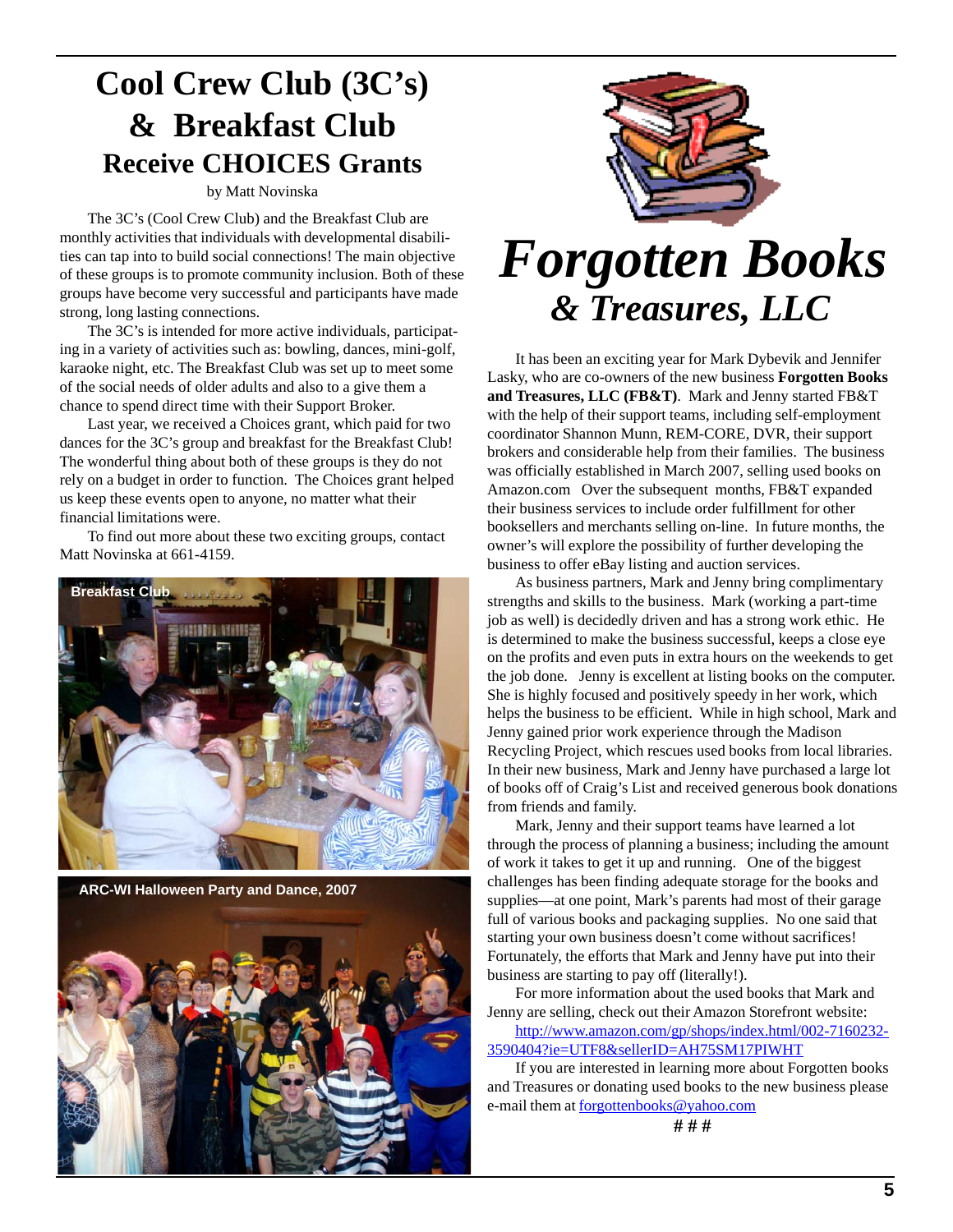# Cool Crew Club (3C's) & Breakfast Club
## Receive CHOICES Grants

by Matt Novinska

The 3C's (Cool Crew Club) and the Breakfast Club are monthly activities that individuals with developmental disabilities can tap into to build social connections! The main objective of these groups is to promote community inclusion. Both of these groups have become very successful and participants have made strong, long lasting connections.

The 3C's is intended for more active individuals, participating in a variety of activities such as: bowling, dances, mini-golf, karaoke night, etc. The Breakfast Club was set up to meet some of the social needs of older adults and also to a give them a chance to spend direct time with their Support Broker.

Last year, we received a Choices grant, which paid for two dances for the 3C's group and breakfast for the Breakfast Club! The wonderful thing about both of these groups is they do not rely on a budget in order to function. The Choices grant helped us keep these events open to anyone, no matter what their financial limitations were.

To find out more about these two exciting groups, contact Matt Novinska at 661-4159.

Breakfast Club

ARC-WI Halloween Party and Dance, 2007

# *Forgotten Books & Treasures, LLC*

It has been an exciting year for Mark Dybevik and Jennifer Lasky, who are co-owners of the new business **Forgotten Books and Treasures, LLC (FB&T)**. Mark and Jenny started FB&T with the help of their support teams, including self-employment coordinator Shannon Munn, REM-CORE, DVR, their support brokers and considerable help from their families. The business was officially established in March 2007, selling used books on Amazon.com Over the subsequent months, FB&T expanded their business services to include order fulfillment for other booksellers and merchants selling on-line. In future months, the owner's will explore the possibility of further developing the business to offer eBay listing and auction services.

As business partners, Mark and Jenny bring complimentary strengths and skills to the business. Mark (working a part-time job as well) is decidedly driven and has a strong work ethic. He is determined to make the business successful, keeps a close eye on the profits and even puts in extra hours on the weekends to get the job done. Jenny is excellent at listing books on the computer. She is highly focused and positively speedy in her work, which helps the business to be efficient. While in high school, Mark and Jenny gained prior work experience through the Madison Recycling Project, which rescues used books from local libraries. In their new business, Mark and Jenny have purchased a large lot of books off of Craig's List and received generous book donations from friends and family.

Mark, Jenny and their support teams have learned a lot through the process of planning a business; including the amount of work it takes to get it up and running. One of the biggest challenges has been finding adequate storage for the books and supplies—at one point, Mark's parents had most of their garage full of various books and packaging supplies. No one said that starting your own business doesn't come without sacrifices! Fortunately, the efforts that Mark and Jenny have put into their business are starting to pay off (literally!).

For more information about the used books that Mark and Jenny are selling, check out their Amazon Storefront website:

http://www.amazon.com/gp/shops/index.html/002-7160232-3590404?ie=UTF8&sellerID=AH75SM17PIWHT

If you are interested in learning more about Forgotten books and Treasures or donating used books to the new business please e-mail them at forgottenbooks@yahoo.com

# # #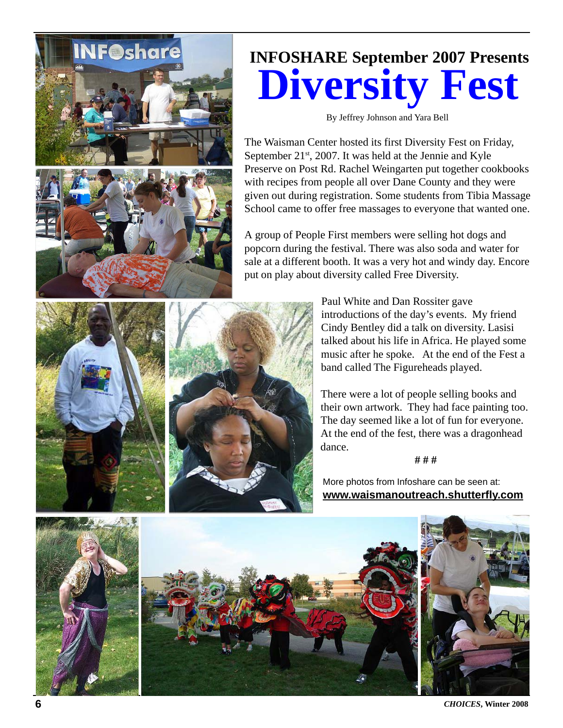## INFOSHARE September 2007 Presents

# Diversity Fest

By Jeffrey Johnson and Yara Bell

The Waisman Center hosted its first Diversity Fest on Friday, September 21st, 2007. It was held at the Jennie and Kyle Preserve on Post Rd. Rachel Weingarten put together cookbooks with recipes from people all over Dane County and they were given out during registration. Some students from Tibia Massage School came to offer free massages to everyone that wanted one.

A group of People First members were selling hot dogs and popcorn during the festival. There was also soda and water for sale at a different booth. It was a very hot and windy day. Encore put on play about diversity called Free Diversity.

Paul White and Dan Rossiter gave introductions of the day's events. My friend Cindy Bentley did a talk on diversity. Lasisi talked about his life in Africa. He played some music after he spoke. At the end of the Fest a band called The Figureheads played.

There were a lot of people selling books and their own artwork. They had face painting too. The day seemed like a lot of fun for everyone. At the end of the fest, there was a dragonhead dance.

# # #

More photos from Infoshare can be seen at: **www.waismanoutreach.shutterfly.com**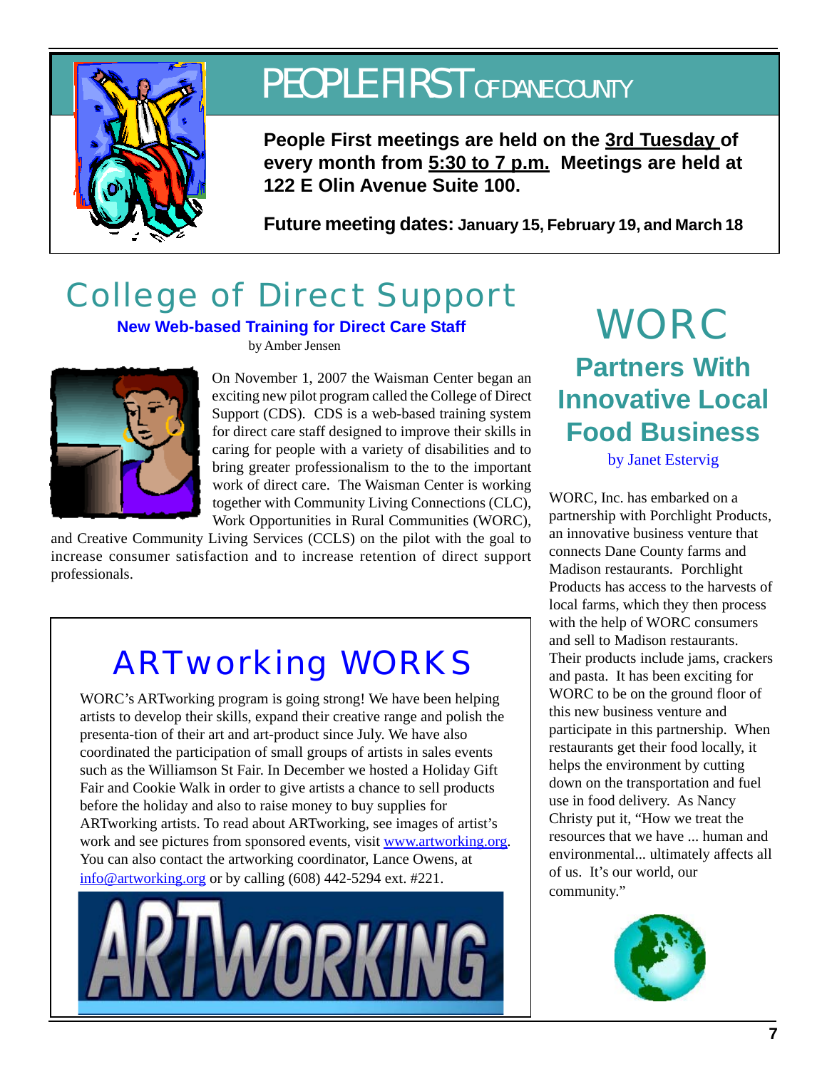# PEOPLE FIRST OF DANE COUNTY

**People First meetings are held on the 3rd Tuesday of every month from 5:30 to 7 p.m. Meetings are held at 122 E Olin Avenue Suite 100.**

**Future meeting dates: January 15, February 19, and March 18**

# College of Direct Support

### New Web-based Training for Direct Care Staff

by Amber Jensen

On November 1, 2007 the Waisman Center began an exciting new pilot program called the College of Direct Support (CDS). CDS is a web-based training system for direct care staff designed to improve their skills in caring for people with a variety of disabilities and to bring greater professionalism to the to the important work of direct care. The Waisman Center is working together with Community Living Connections (CLC), Work Opportunities in Rural Communities (WORC), and Creative Community Living Services (CCLS) on the pilot with the goal to increase consumer satisfaction and to increase retention of direct support professionals.

# ARTworking WORKS

WORC's ARTworking program is going strong! We have been helping artists to develop their skills, expand their creative range and polish the presenta-tion of their art and art-product since July. We have also coordinated the participation of small groups of artists in sales events such as the Williamson St Fair. In December we hosted a Holiday Gift Fair and Cookie Walk in order to give artists a chance to sell products before the holiday and also to raise money to buy supplies for ARTworking artists. To read about ARTworking, see images of artist's work and see pictures from sponsored events, visit www.artworking.org. You can also contact the artworking coordinator, Lance Owens, at info@artworking.org or by calling (608) 442-5294 ext. #221.

# WORC

## Partners With Innovative Local Food Business

by Janet Estervig

WORC, Inc. has embarked on a partnership with Porchlight Products, an innovative business venture that connects Dane County farms and Madison restaurants. Porchlight Products has access to the harvests of local farms, which they then process with the help of WORC consumers and sell to Madison restaurants. Their products include jams, crackers and pasta. It has been exciting for WORC to be on the ground floor of this new business venture and participate in this partnership. When restaurants get their food locally, it helps the environment by cutting down on the transportation and fuel use in food delivery. As Nancy Christy put it, "How we treat the resources that we have ... human and environmental... ultimately affects all of us. It's our world, our community."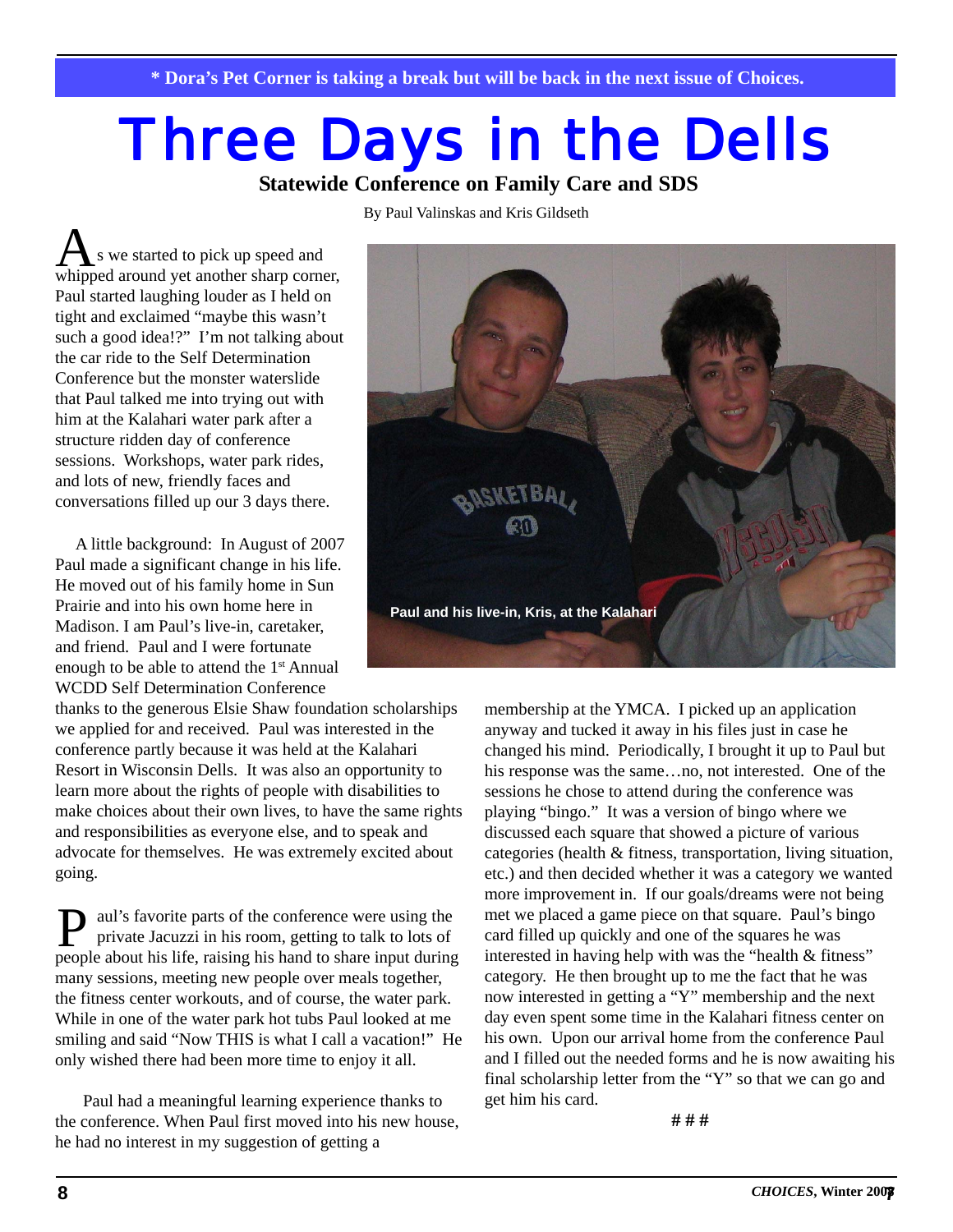**\* Dora's Pet Corner is taking a break but will be back in the next issue of Choices.**

# Three Days in the Dells

## Statewide Conference on Family Care and SDS

By Paul Valinskas and Kris Gildseth

As we started to pick up speed and whipped around yet another sharp corner, Paul started laughing louder as I held on tight and exclaimed "maybe this wasn't such a good idea!?" I'm not talking about the car ride to the Self Determination Conference but the monster waterslide that Paul talked me into trying out with him at the Kalahari water park after a structure ridden day of conference sessions. Workshops, water park rides, and lots of new, friendly faces and conversations filled up our 3 days there.

A little background: In August of 2007 Paul made a significant change in his life. He moved out of his family home in Sun Prairie and into his own home here in Madison. I am Paul's live-in, caretaker, and friend. Paul and I were fortunate enough to be able to attend the 1st Annual WCDD Self Determination Conference thanks to the generous Elsie Shaw foundation scholarships we applied for and received. Paul was interested in the conference partly because it was held at the Kalahari Resort in Wisconsin Dells. It was also an opportunity to learn more about the rights of people with disabilities to make choices about their own lives, to have the same rights and responsibilities as everyone else, and to speak and advocate for themselves. He was extremely excited about going.

Paul and his live-in, Kris, at the Kalahari

Paul's favorite parts of the conference were using the private Jacuzzi in his room, getting to talk to lots of people about his life, raising his hand to share input during many sessions, meeting new people over meals together, the fitness center workouts, and of course, the water park. While in one of the water park hot tubs Paul looked at me smiling and said "Now THIS is what I call a vacation!" He only wished there had been more time to enjoy it all.

Paul had a meaningful learning experience thanks to the conference. When Paul first moved into his new house, he had no interest in my suggestion of getting a membership at the YMCA. I picked up an application anyway and tucked it away in his files just in case he changed his mind. Periodically, I brought it up to Paul but his response was the same…no, not interested. One of the sessions he chose to attend during the conference was playing "bingo." It was a version of bingo where we discussed each square that showed a picture of various categories (health & fitness, transportation, living situation, etc.) and then decided whether it was a category we wanted more improvement in. If our goals/dreams were not being met we placed a game piece on that square. Paul's bingo card filled up quickly and one of the squares he was interested in having help with was the "health & fitness" category. He then brought up to me the fact that he was now interested in getting a "Y" membership and the next day even spent some time in the Kalahari fitness center on his own. Upon our arrival home from the conference Paul and I filled out the needed forms and he is now awaiting his final scholarship letter from the "Y" so that we can go and get him his card.

# # #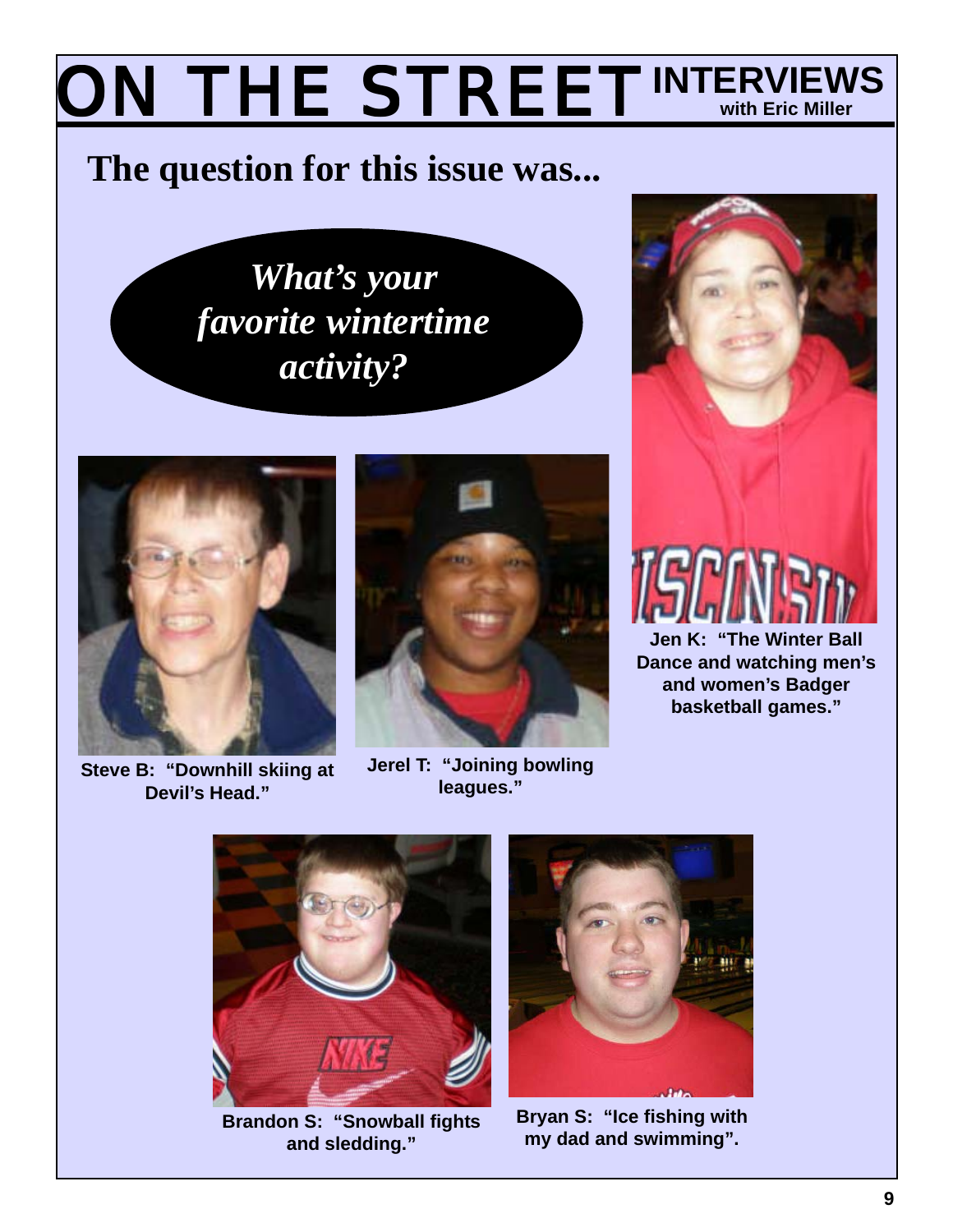# ON THE STREET INTERVIEWS

**with Eric Miller**

## The question for this issue was...

***What's your favorite wintertime activity?***

**Jen K: "The Winter Ball Dance and watching men's and women's Badger basketball games."**

**Steve B: "Downhill skiing at Devil's Head."**

**Jerel T: "Joining bowling leagues."**

**Brandon S: "Snowball fights and sledding."**

**Bryan S: "Ice fishing with my dad and swimming".**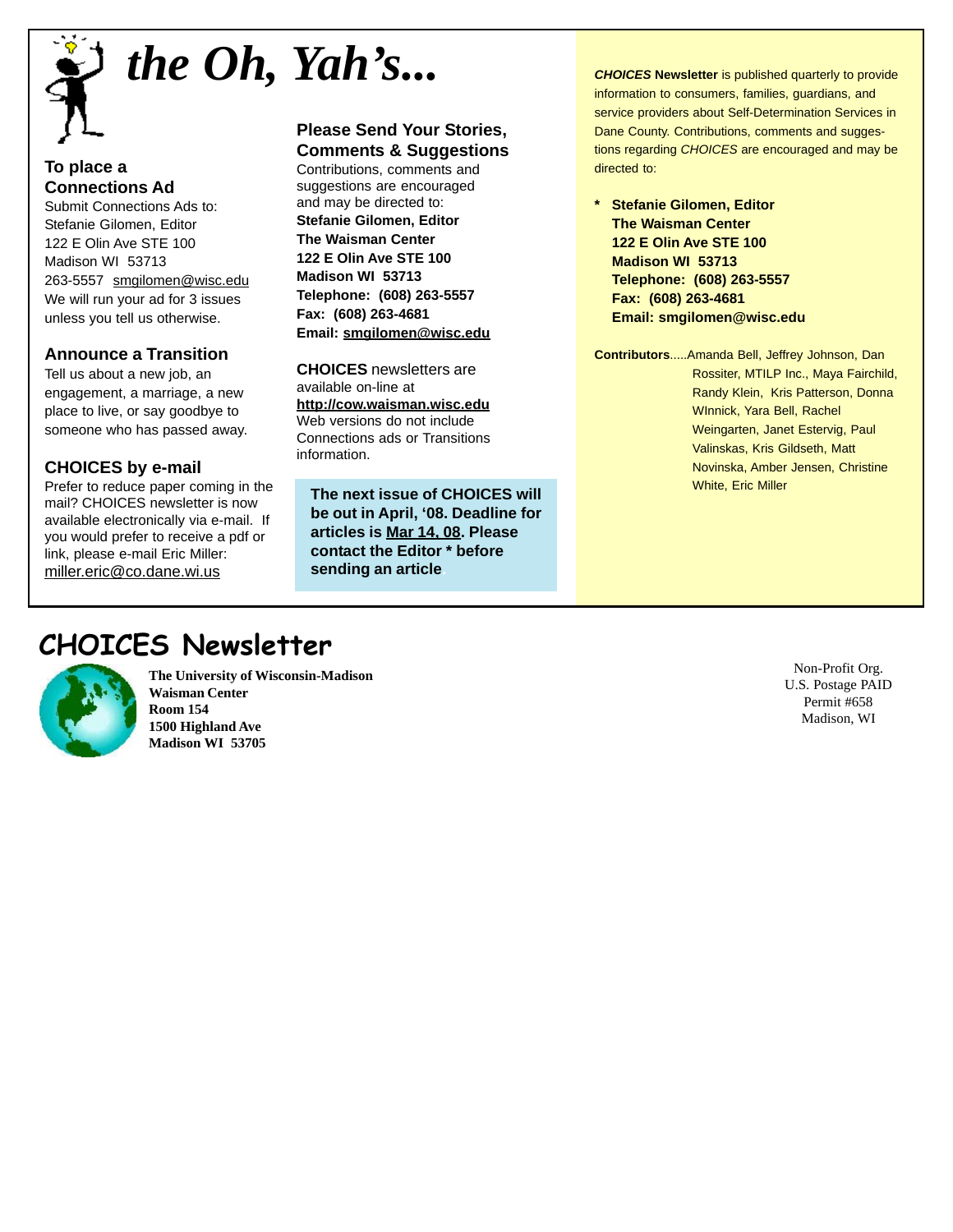# the Oh, Yah's...

### To place a Connections Ad

Submit Connections Ads to:
Stefanie Gilomen, Editor
122 E Olin Ave STE 100
Madison WI 53713
263-5557 smgilomen@wisc.edu
We will run your ad for 3 issues unless you tell us otherwise.

### Announce a Transition

Tell us about a new job, an engagement, a marriage, a new place to live, or say goodbye to someone who has passed away.

### CHOICES by e-mail

Prefer to reduce paper coming in the mail? CHOICES newsletter is now available electronically via e-mail. If you would prefer to receive a pdf or link, please e-mail Eric Miller: miller.eric@co.dane.wi.us

### Please Send Your Stories, Comments & Suggestions

Contributions, comments and suggestions are encouraged and may be directed to:
**Stefanie Gilomen, Editor**
**The Waisman Center**
**122 E Olin Ave STE 100**
**Madison WI 53713**
**Telephone: (608) 263-5557**
**Fax: (608) 263-4681**
**Email: smgilomen@wisc.edu**

**CHOICES** newsletters are available on-line at **http://cow.waisman.wisc.edu**
Web versions do not include Connections ads or Transitions information.

**The next issue of CHOICES will be out in April, '08. Deadline for articles is Mar 14, 08. Please contact the Editor * before sending an article**

***CHOICES* Newsletter** is published quarterly to provide information to consumers, families, guardians, and service providers about Self-Determination Services in Dane County. Contributions, comments and suggestions regarding *CHOICES* are encouraged and may be directed to:

* **Stefanie Gilomen, Editor**
  **The Waisman Center**
  **122 E Olin Ave STE 100**
  **Madison WI 53713**
  **Telephone: (608) 263-5557**
  **Fax: (608) 263-4681**
  **Email: smgilomen@wisc.edu**

**Contributors**.....Amanda Bell, Jeffrey Johnson, Dan Rossiter, MTILP Inc., Maya Fairchild, Randy Klein, Kris Patterson, Donna WInnick, Yara Bell, Rachel Weingarten, Janet Estervig, Paul Valinskas, Kris Gildseth, Matt Novinska, Amber Jensen, Christine White, Eric Miller

## CHOICES Newsletter

**The University of Wisconsin-Madison**
**Waisman Center**
**Room 154**
**1500 Highland Ave**
**Madison WI 53705**

Non-Profit Org.
U.S. Postage PAID
Permit #658
Madison, WI